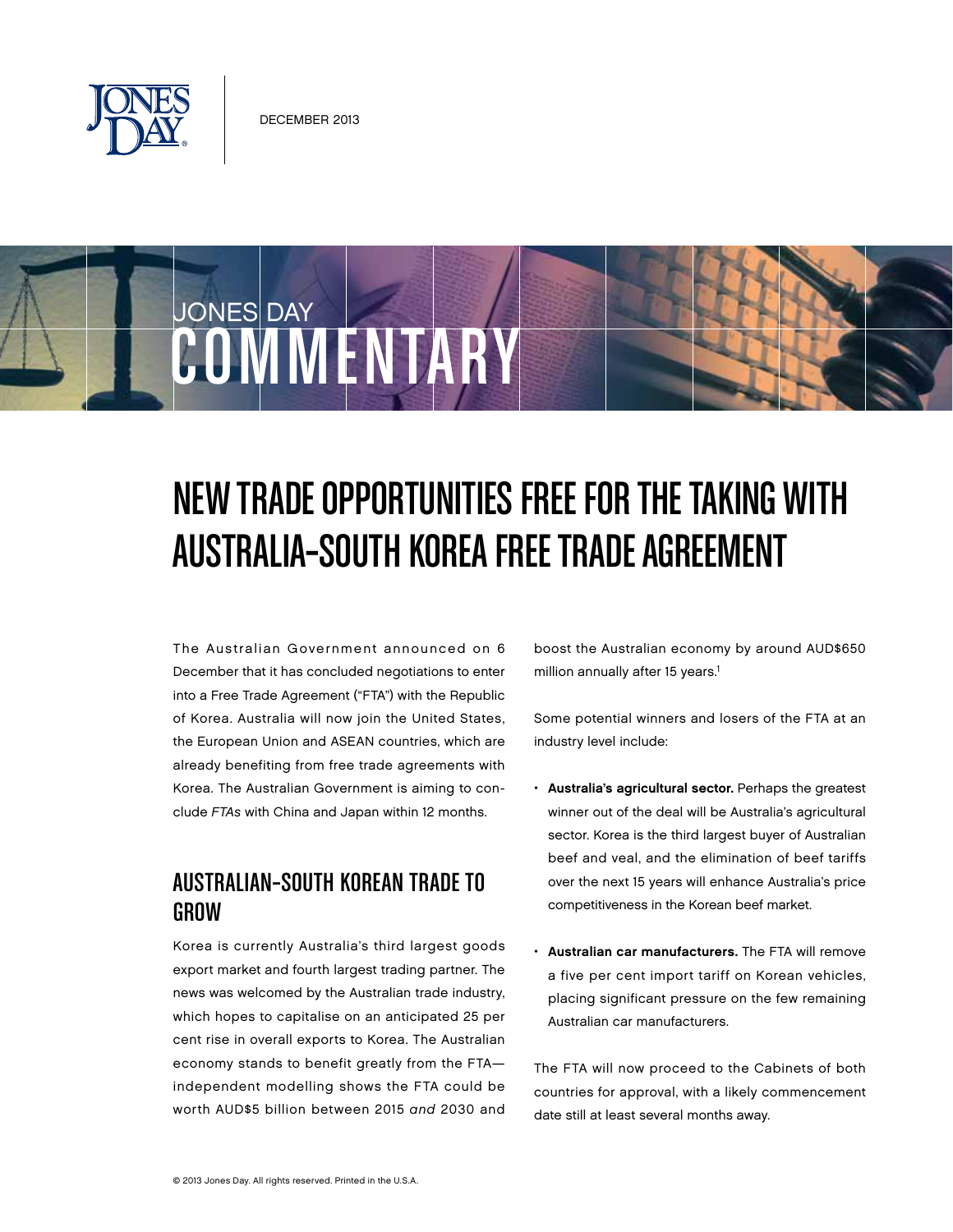DECEMBER 2013

# NEW TRADE OPPORTUNITIES FREE FOR THE TAKING WITH AUSTRALIA-SOUTH KOREA FREE TRADE AGREEMENT

The Australian Government announced on 6 December that it has concluded negotiations to enter into a Free Trade Agreement ("FTA") with the Republic of Korea. Australia will now join the United States, the European Union and ASEAN countries, which are already benefiting from free trade agreements with Korea. The Australian Government is aiming to conclude *FTAs* with China and Japan within 12 months.

## AUSTRALIAN-SOUTH KOREAN TRADE TO GROW

Korea is currently Australia's third largest goods export market and fourth largest trading partner. The news was welcomed by the Australian trade industry, which hopes to capitalise on an anticipated 25 per cent rise in overall exports to Korea. The Australian economy stands to benefit greatly from the FTA—independent modelling shows the FTA could be worth AUD$5 billion between 2015 *and* 2030 and boost the Australian economy by around AUD$650 million annually after 15 years.[1]

Some potential winners and losers of the FTA at an industry level include:

- **Australia's agricultural sector.** Perhaps the greatest winner out of the deal will be Australia's agricultural sector. Korea is the third largest buyer of Australian beef and veal, and the elimination of beef tariffs over the next 15 years will enhance Australia's price competitiveness in the Korean beef market.
- **Australian car manufacturers.** The FTA will remove a five per cent import tariff on Korean vehicles, placing significant pressure on the few remaining Australian car manufacturers.

The FTA will now proceed to the Cabinets of both countries for approval, with a likely commencement date still at least several months away.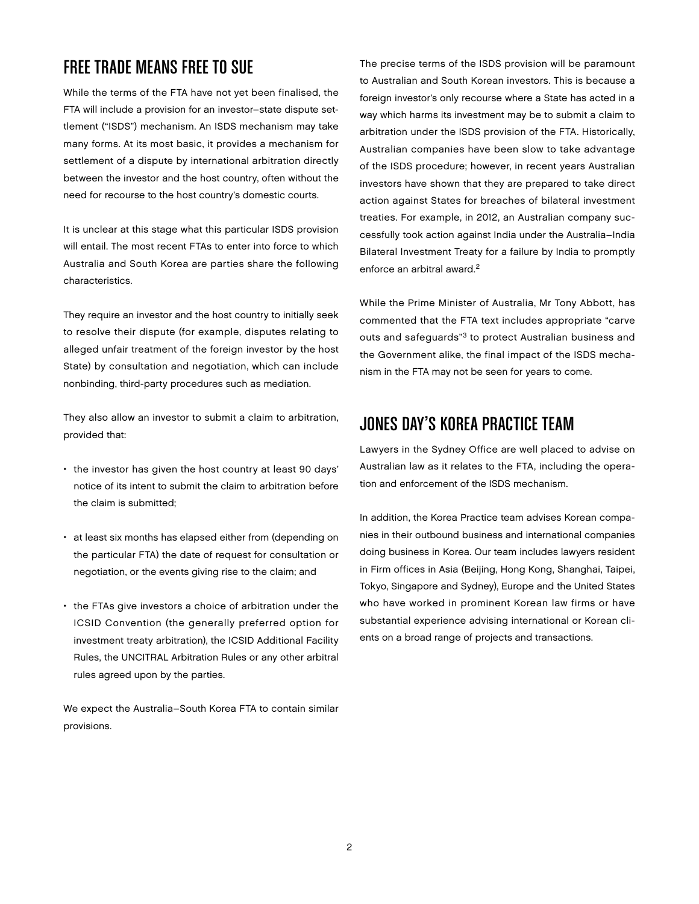## FREE TRADE MEANS FREE TO SUE

While the terms of the FTA have not yet been finalised, the FTA will include a provision for an investor–state dispute settlement ("ISDS") mechanism. An ISDS mechanism may take many forms. At its most basic, it provides a mechanism for settlement of a dispute by international arbitration directly between the investor and the host country, often without the need for recourse to the host country's domestic courts.

It is unclear at this stage what this particular ISDS provision will entail. The most recent FTAs to enter into force to which Australia and South Korea are parties share the following characteristics.

They require an investor and the host country to initially seek to resolve their dispute (for example, disputes relating to alleged unfair treatment of the foreign investor by the host State) by consultation and negotiation, which can include nonbinding, third-party procedures such as mediation.

They also allow an investor to submit a claim to arbitration, provided that:

- the investor has given the host country at least 90 days' notice of its intent to submit the claim to arbitration before the claim is submitted;
- at least six months has elapsed either from (depending on the particular FTA) the date of request for consultation or negotiation, or the events giving rise to the claim; and
- the FTAs give investors a choice of arbitration under the ICSID Convention (the generally preferred option for investment treaty arbitration), the ICSID Additional Facility Rules, the UNCITRAL Arbitration Rules or any other arbitral rules agreed upon by the parties.

We expect the Australia–South Korea FTA to contain similar provisions.

The precise terms of the ISDS provision will be paramount to Australian and South Korean investors. This is because a foreign investor's only recourse where a State has acted in a way which harms its investment may be to submit a claim to arbitration under the ISDS provision of the FTA. Historically, Australian companies have been slow to take advantage of the ISDS procedure; however, in recent years Australian investors have shown that they are prepared to take direct action against States for breaches of bilateral investment treaties. For example, in 2012, an Australian company successfully took action against India under the Australia–India Bilateral Investment Treaty for a failure by India to promptly enforce an arbitral award.[2]

While the Prime Minister of Australia, Mr Tony Abbott, has commented that the FTA text includes appropriate "carve outs and safeguards"[3] to protect Australian business and the Government alike, the final impact of the ISDS mechanism in the FTA may not be seen for years to come.

## JONES DAY'S KOREA PRACTICE TEAM

Lawyers in the Sydney Office are well placed to advise on Australian law as it relates to the FTA, including the operation and enforcement of the ISDS mechanism.

In addition, the Korea Practice team advises Korean companies in their outbound business and international companies doing business in Korea. Our team includes lawyers resident in Firm offices in Asia (Beijing, Hong Kong, Shanghai, Taipei, Tokyo, Singapore and Sydney), Europe and the United States who have worked in prominent Korean law firms or have substantial experience advising international or Korean clients on a broad range of projects and transactions.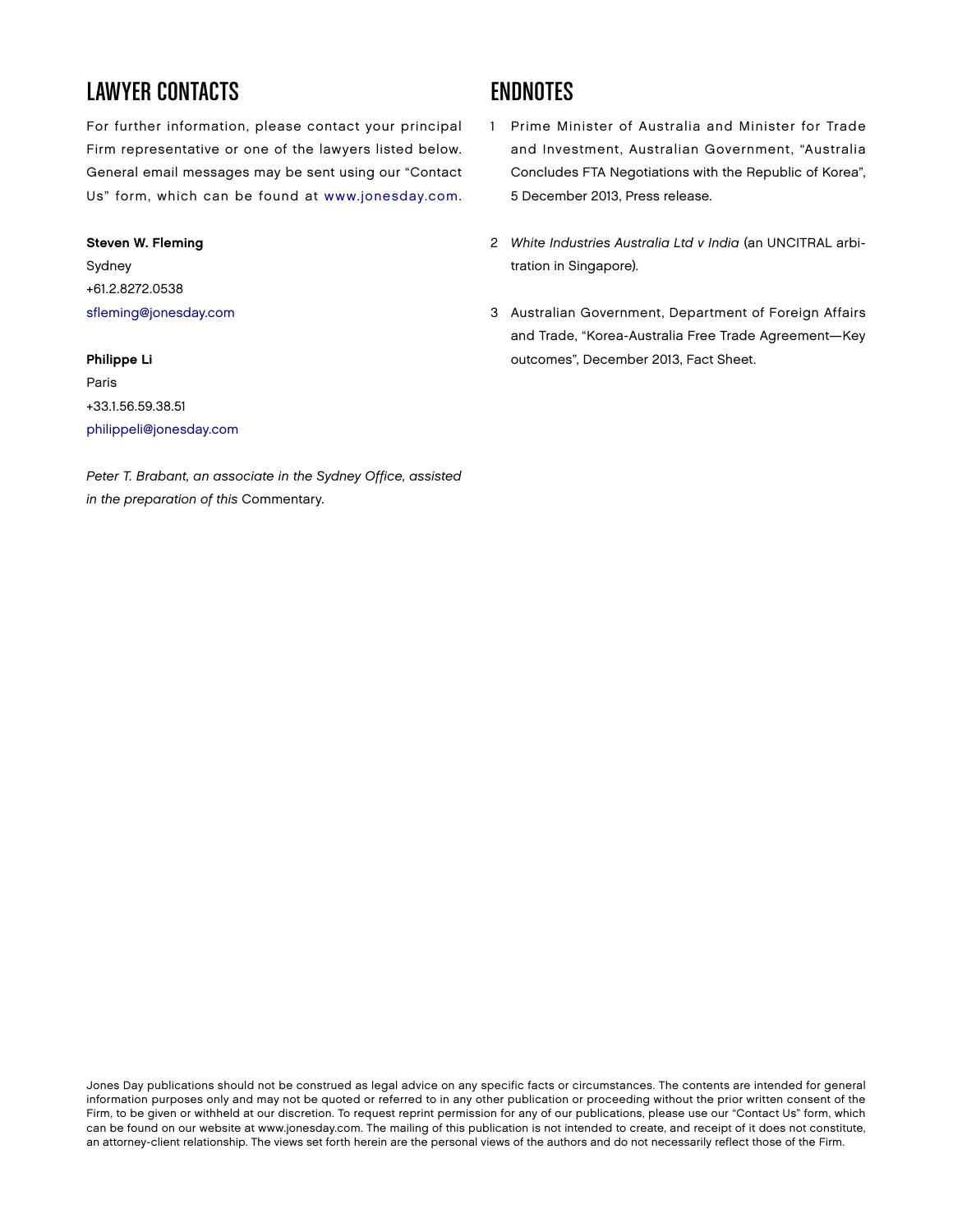## LAWYER CONTACTS

For further information, please contact your principal Firm representative or one of the lawyers listed below. General email messages may be sent using our "Contact Us" form, which can be found at www.jonesday.com.

**Steven W. Fleming**
Sydney
+61.2.8272.0538
sfleming@jonesday.com

**Philippe Li**
Paris
+33.1.56.59.38.51
philippeli@jonesday.com

*Peter T. Brabant, an associate in the Sydney Office, assisted in the preparation of this* Commentary.

## ENDNOTES

1 Prime Minister of Australia and Minister for Trade and Investment, Australian Government, "Australia Concludes FTA Negotiations with the Republic of Korea", 5 December 2013, Press release.

2 *White Industries Australia Ltd v India* (an UNCITRAL arbitration in Singapore).

3 Australian Government, Department of Foreign Affairs and Trade, "Korea-Australia Free Trade Agreement—Key outcomes", December 2013, Fact Sheet.

Jones Day publications should not be construed as legal advice on any specific facts or circumstances. The contents are intended for general information purposes only and may not be quoted or referred to in any other publication or proceeding without the prior written consent of the Firm, to be given or withheld at our discretion. To request reprint permission for any of our publications, please use our "Contact Us" form, which can be found on our website at www.jonesday.com. The mailing of this publication is not intended to create, and receipt of it does not constitute, an attorney-client relationship. The views set forth herein are the personal views of the authors and do not necessarily reflect those of the Firm.